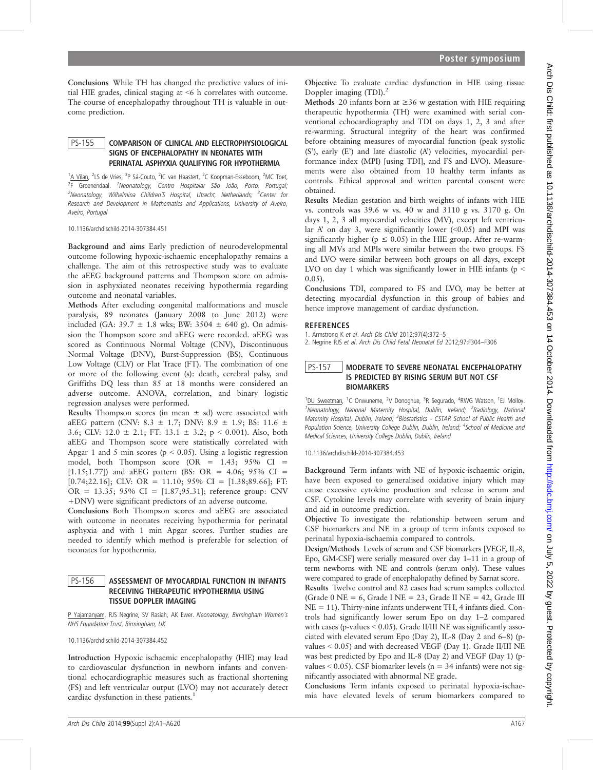**Conclusions** While TH has changed the predictive values of initial HIE grades, clinical staging at <6 h correlates with outcome. The course of encephalopathy throughout TH is valuable in outcome prediction.

## PS-155 COMPARISON OF CLINICAL AND ELECTROPHYSIOLOGICAL SIGNS OF ENCEPHALOPATHY IN NEONATES WITH PERINATAL ASPHYXIA QUALIFYING FOR HYPOTHERMIA

[1]A Vilan, [2]LS de Vries, [3]P Sá-Couto, [2]IC van Haastert, [2]C Koopman-Esseboom, [2]MC Toet, [2]F Groenendaal. [1]Neonatology, Centro Hospitalar São João, Porto, Portugal; [2]Neonatology, Wilhelmina Children's Hospital, Utrecht, Netherlands; [3]Center for Research and Development in Mathematics and Applications, University of Aveiro, Aveiro, Portugal

10.1136/archdischild-2014-307384.451

**Background and aims** Early prediction of neurodevelopmental outcome following hypoxic-ischaemic encephalopathy remains a challenge. The aim of this retrospective study was to evaluate the aEEG background patterns and Thompson score on admission in asphyxiated neonates receiving hypothermia regarding outcome and neonatal variables.

**Methods** After excluding congenital malformations and muscle paralysis, 89 neonates (January 2008 to June 2012) were included (GA: 39.7 ± 1.8 wks; BW: 3504 ± 640 g). On admission the Thompson score and aEEG were recorded. aEEG was scored as Continuous Normal Voltage (CNV), Discontinuous Normal Voltage (DNV), Burst-Suppression (BS), Continuous Low Voltage (CLV) or Flat Trace (FT). The combination of one or more of the following event (s): death, cerebral palsy, and Griffiths DQ less than 85 at 18 months were considered an adverse outcome. ANOVA, correlation, and binary logistic regression analyses were performed.

**Results** Thompson scores (in mean ± sd) were associated with aEEG pattern (CNV: 8.3 ± 1.7; DNV: 8.9 ± 1.9; BS: 11.6 ± 3.6; CLV: 12.0 ± 2.1; FT: 13.1 ± 3.2; $p < 0.001$). Also, both aEEG and Thompson score were statistically correlated with Apgar 1 and 5 min scores ($p < 0.05$). Using a logistic regression model, both Thompson score (OR = 1.43; 95% CI = [1.15;1.77]) and aEEG pattern (BS: OR = 4.06; 95% CI = [0.74;22.16]; CLV: OR = 11.10; 95% CI = [1.38;89.66]; FT: OR = 13.35; 95% CI = [1.87;95.31]; reference group: CNV +DNV) were significant predictors of an adverse outcome.

**Conclusions** Both Thompson scores and aEEG are associated with outcome in neonates receiving hypothermia for perinatal asphyxia and with 1 min Apgar scores. Further studies are needed to identify which method is preferable for selection of neonates for hypothermia.

## PS-156 ASSESSMENT OF MYOCARDIAL FUNCTION IN INFANTS RECEIVING THERAPEUTIC HYPOTHERMIA USING TISSUE DOPPLER IMAGING

P Yajamanyam, RJS Negrine, SV Rasiah, AK Ewer. Neonatology, Birmingham Women's NHS Foundation Trust, Birmingham, UK

10.1136/archdischild-2014-307384.452

**Introduction** Hypoxic ischaemic encephalopathy (HIE) may lead to cardiovascular dysfunction in newborn infants and conventional echocardiographic measures such as fractional shortening (FS) and left ventricular output (LVO) may not accurately detect cardiac dysfunction in these patients.[1]

**Objective** To evaluate cardiac dysfunction in HIE using tissue Doppler imaging (TDI).[2]

**Methods** 20 infants born at ≥36 w gestation with HIE requiring therapeutic hypothermia (TH) were examined with serial conventional echocardiography and TDI on days 1, 2, 3 and after re-warming. Structural integrity of the heart was confirmed before obtaining measures of myocardial function (peak systolic (S'), early (E') and late diastolic (A') velocities, myocardial performance index (MPI) [using TDI], and FS and LVO). Measurements were also obtained from 10 healthy term infants as controls. Ethical approval and written parental consent were obtained.

**Results** Median gestation and birth weights of infants with HIE vs. controls was 39.6 w vs. 40 w and 3110 g vs. 3170 g. On days 1, 2, 3 all myocardial velocities (MV), except left ventricular A' on day 3, were significantly lower (<0.05) and MPI was significantly higher ($p \leq 0.05$) in the HIE group. After re-warming all MVs and MPIs were similar between the two groups. FS and LVO were similar between both groups on all days, except LVO on day 1 which was significantly lower in HIE infants ($p < 0.05$).

**Conclusions** TDI, compared to FS and LVO, may be better at detecting myocardial dysfunction in this group of babies and hence improve management of cardiac dysfunction.

### REFERENCES

1. Armstrong K et al. Arch Dis Child 2012;97(4):372–5
2. Negrine RJS et al. Arch Dis Child Fetal Neonatal Ed 2012;97:F304–F306

## PS-157 MODERATE TO SEVERE NEONATAL ENCEPHALOPATHY IS PREDICTED BY RISING SERUM BUT NOT CSF BIOMARKERS

[1]DU Sweetman, [1]C Onwuneme, [2]V Donoghue, [3]R Segurado, [4]RWG Watson, [1]EJ Molloy. [1]Neonatology, National Maternity Hospital, Dublin, Ireland; [2]Radiology, National Maternity Hospital, Dublin, Ireland; [3]Biostatistics - CSTAR School of Public Health and Population Science, University College Dublin, Dublin, Ireland; [4]School of Medicine and Medical Sciences, University College Dublin, Dublin, Ireland

10.1136/archdischild-2014-307384.453

**Background** Term infants with NE of hypoxic-ischaemic origin, have been exposed to generalised oxidative injury which may cause excessive cytokine production and release in serum and CSF. Cytokine levels may correlate with severity of brain injury and aid in outcome prediction.

**Objective** To investigate the relationship between serum and CSF biomarkers and NE in a group of term infants exposed to perinatal hypoxia-ischaemia compared to controls.

**Design/Methods** Levels of serum and CSF biomarkers [VEGF, IL-8, Epo, GM-CSF] were serially measured over day 1–11 in a group of term newborns with NE and controls (serum only). These values were compared to grade of encephalopathy defined by Sarnat score.

**Results** Twelve control and 82 cases had serum samples collected (Grade 0 NE = 6, Grade I NE = 23, Grade II NE = 42, Grade III NE = 11). Thirty-nine infants underwent TH, 4 infants died. Controls had significantly lower serum Epo on day 1–2 compared with cases (p-values < 0.05). Grade II/III NE was significantly associated with elevated serum Epo (Day 2), IL-8 (Day 2 and 6–8) (p-values < 0.05) and with decreased VEGF (Day 1). Grade II/III NE was best predicted by Epo and IL-8 (Day 2) and VEGF (Day 1) (p-values < 0.05). CSF biomarker levels (n = 34 infants) were not significantly associated with abnormal NE grade.

**Conclusions** Term infants exposed to perinatal hypoxia-ischaemia have elevated levels of serum biomarkers compared to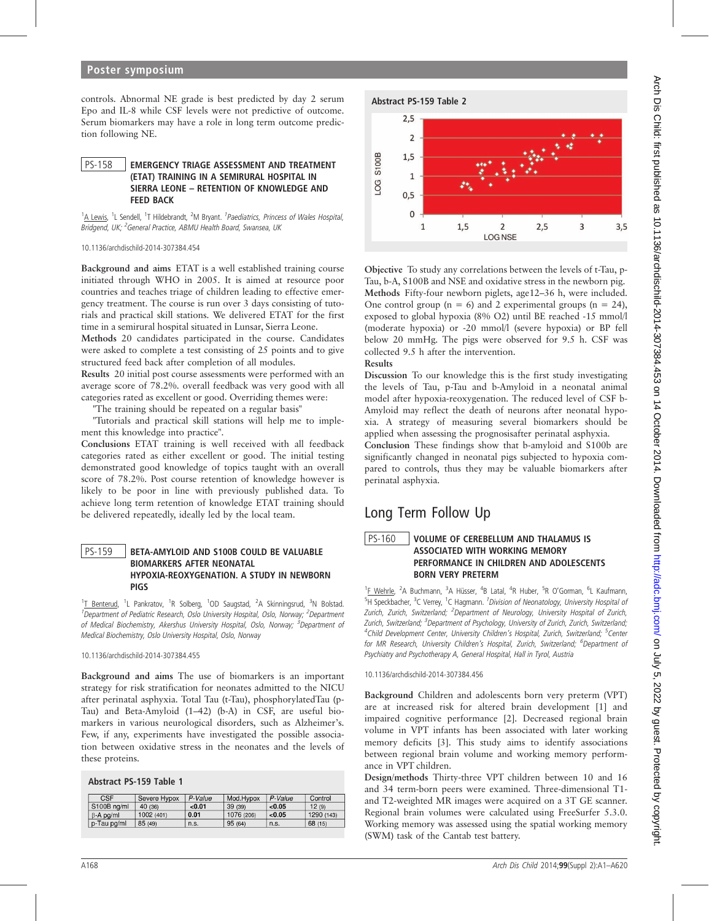## Poster symposium

controls. Abnormal NE grade is best predicted by day 2 serum Epo and IL-8 while CSF levels were not predictive of outcome. Serum biomarkers may have a role in long term outcome prediction following NE.

### PS-158 EMERGENCY TRIAGE ASSESSMENT AND TREATMENT (ETAT) TRAINING IN A SEMIRURAL HOSPITAL IN SIERRA LEONE – RETENTION OF KNOWLEDGE AND FEED BACK

[1]A Lewis, [1]L Sendell, [1]T Hildebrandt, [2]M Bryant. [1]Paediatrics, Princess of Wales Hospital, Bridgend, UK; [2]General Practice, ABMU Health Board, Swansea, UK

10.1136/archdischild-2014-307384.454

**Background and aims** ETAT is a well established training course initiated through WHO in 2005. It is aimed at resource poor countries and teaches triage of children leading to effective emergency treatment. The course is run over 3 days consisting of tutorials and practical skill stations. We delivered ETAT for the first time in a semirural hospital situated in Lunsar, Sierra Leone.

**Methods** 20 candidates participated in the course. Candidates were asked to complete a test consisting of 25 points and to give structured feed back after completion of all modules.

**Results** 20 initial post course assessments were performed with an average score of 78.2%. overall feedback was very good with all categories rated as excellent or good. Overriding themes were:

"The training should be repeated on a regular basis"

"Tutorials and practical skill stations will help me to implement this knowledge into practice".

**Conclusions** ETAT training is well received with all feedback categories rated as either excellent or good. The initial testing demonstrated good knowledge of topics taught with an overall score of 78.2%. Post course retention of knowledge however is likely to be poor in line with previously published data. To achieve long term retention of knowledge ETAT training should be delivered repeatedly, ideally led by the local team.

### PS-159 BETA-AMYLOID AND S100B COULD BE VALUABLE BIOMARKERS AFTER NEONATAL HYPOXIA-REOXYGENATION. A STUDY IN NEWBORN PIGS

[1]T Benterud, [1]L Pankratov, [1]R Solberg, [1]OD Saugstad, [2]A Skinningsrud, [3]N Bolstad. [1]Department of Pediatric Research, Oslo University Hospital, Oslo, Norway; [2]Department of Medical Biochemistry, Akershus University Hospital, Oslo, Norway; [3]Department of Medical Biochemistry, Oslo University Hospital, Oslo, Norway

10.1136/archdischild-2014-307384.455

**Background and aims** The use of biomarkers is an important strategy for risk stratification for neonates admitted to the NICU after perinatal asphyxia. Total Tau (t-Tau), phosphorylatedTau (p-Tau) and Beta-Amyloid (1–42) (b-A) in CSF, are useful biomarkers in various neurological disorders, such as Alzheimer's. Few, if any, experiments have investigated the possible association between oxidative stress in the neonates and the levels of these proteins.

**Abstract PS-159 Table 1**

| CSF | Severe Hypox | P-Value | Mod.Hypox | P-Value | Control |
|---|---|---|---|---|---|
| S100B ng/ml | 40 (36) | <0.01 | 39 (39) | <0.05 | 12 (9) |
| β-A pg/ml | 1002 (401) | 0.01 | 1076 (206) | <0.05 | 1290 (143) |
| p-Tau pg/ml | 85 (49) | n.s. | 95 (64) | n.s. | 68 (15) |

**Abstract PS-159 Table 2**

LOG S100B
2,5
2
1,5
1
0,5
0
1
1,5
2
2,5
3
3,5
LOG NSE

**Objective** To study any correlations between the levels of t-Tau, p-Tau, b-A, S100B and NSE and oxidative stress in the newborn pig.

**Methods** Fifty-four newborn piglets, age12–36 h, were included. One control group (n = 6) and 2 experimental groups (n = 24), exposed to global hypoxia (8% O2) until BE reached -15 mmol/l (moderate hypoxia) or -20 mmol/l (severe hypoxia) or BP fell below 20 mmHg. The pigs were observed for 9.5 h. CSF was collected 9.5 h after the intervention.

**Results**

**Discussion** To our knowledge this is the first study investigating the levels of Tau, p-Tau and b-Amyloid in a neonatal animal model after hypoxia-reoxygenation. The reduced level of CSF b-Amyloid may reflect the death of neurons after neonatal hypoxia. A strategy of measuring several biomarkers should be applied when assessing the prognosisafter perinatal asphyxia.

**Conclusion** These findings show that b-amyloid and S100b are significantly changed in neonatal pigs subjected to hypoxia compared to controls, thus they may be valuable biomarkers after perinatal asphyxia.

## Long Term Follow Up

### PS-160 VOLUME OF CEREBELLUM AND THALAMUS IS ASSOCIATED WITH WORKING MEMORY PERFORMANCE IN CHILDREN AND ADOLESCENTS BORN VERY PRETERM

[1]F Wehrle, [2]A Buchmann, [3]A Hüsser, [4]B Latal, [4]R Huber, [5]R O'Gorman, [6]L Kaufmann, [5]H Speckbacher, [3]C Verrey, [1]C Hagmann. [1]Division of Neonatology, University Hospital of Zurich, Zurich, Switzerland; [2]Department of Neurology, University Hospital of Zurich, Zurich, Switzerland; [3]Department of Psychology, University of Zurich, Zurich, Switzerland; [4]Child Development Center, University Children's Hospital, Zurich, Switzerland; [5]Center for MR Research, University Children's Hospital, Zurich, Switzerland; [6]Department of Psychiatry and Psychotherapy A, General Hospital, Hall in Tyrol, Austria

10.1136/archdischild-2014-307384.456

**Background** Children and adolescents born very preterm (VPT) are at increased risk for altered brain development [1] and impaired cognitive performance [2]. Decreased regional brain volume in VPT infants has been associated with later working memory deficits [3]. This study aims to identify associations between regional brain volume and working memory performance in VPT children.

**Design/methods** Thirty-three VPT children between 10 and 16 and 34 term-born peers were examined. Three-dimensional T1- and T2-weighted MR images were acquired on a 3T GE scanner. Regional brain volumes were calculated using FreeSurfer 5.3.0. Working memory was assessed using the spatial working memory (SWM) task of the Cantab test battery.